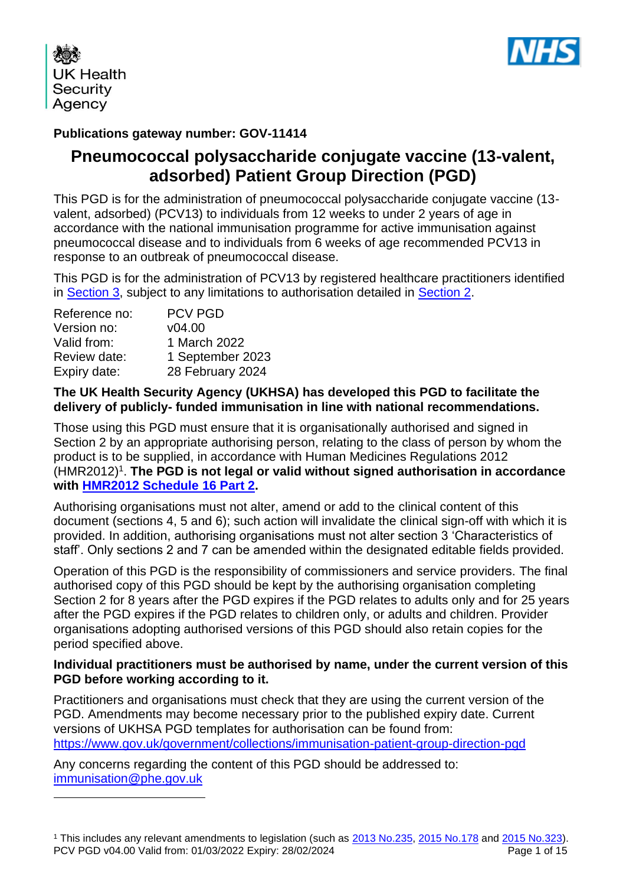**Publications gateway number: GOV-11414**

# Pneumococcal polysaccharide conjugate vaccine (13-valent, adsorbed) Patient Group Direction (PGD)

This PGD is for the administration of pneumococcal polysaccharide conjugate vaccine (13-valent, adsorbed) (PCV13) to individuals from 12 weeks to under 2 years of age in accordance with the national immunisation programme for active immunisation against pneumococcal disease and to individuals from 6 weeks of age recommended PCV13 in response to an outbreak of pneumococcal disease.

This PGD is for the administration of PCV13 by registered healthcare practitioners identified in Section 3, subject to any limitations to authorisation detailed in Section 2.

| | |
|---|---|
| Reference no: | PCV PGD |
| Version no: | v04.00 |
| Valid from: | 1 March 2022 |
| Review date: | 1 September 2023 |
| Expiry date: | 28 February 2024 |

**The UK Health Security Agency (UKHSA) has developed this PGD to facilitate the delivery of publicly- funded immunisation in line with national recommendations.**

Those using this PGD must ensure that it is organisationally authorised and signed in Section 2 by an appropriate authorising person, relating to the class of person by whom the product is to be supplied, in accordance with Human Medicines Regulations 2012 (HMR2012)[1]. **The PGD is not legal or valid without signed authorisation in accordance with HMR2012 Schedule 16 Part 2.**

Authorising organisations must not alter, amend or add to the clinical content of this document (sections 4, 5 and 6); such action will invalidate the clinical sign-off with which it is provided. In addition, authorising organisations must not alter section 3 'Characteristics of staff'. Only sections 2 and 7 can be amended within the designated editable fields provided.

Operation of this PGD is the responsibility of commissioners and service providers. The final authorised copy of this PGD should be kept by the authorising organisation completing Section 2 for 8 years after the PGD expires if the PGD relates to adults only and for 25 years after the PGD expires if the PGD relates to children only, or adults and children. Provider organisations adopting authorised versions of this PGD should also retain copies for the period specified above.

**Individual practitioners must be authorised by name, under the current version of this PGD before working according to it.**

Practitioners and organisations must check that they are using the current version of the PGD. Amendments may become necessary prior to the published expiry date. Current versions of UKHSA PGD templates for authorisation can be found from: https://www.gov.uk/government/collections/immunisation-patient-group-direction-pgd

Any concerns regarding the content of this PGD should be addressed to: immunisation@phe.gov.uk

---

[1] This includes any relevant amendments to legislation (such as 2013 No.235, 2015 No.178 and 2015 No.323).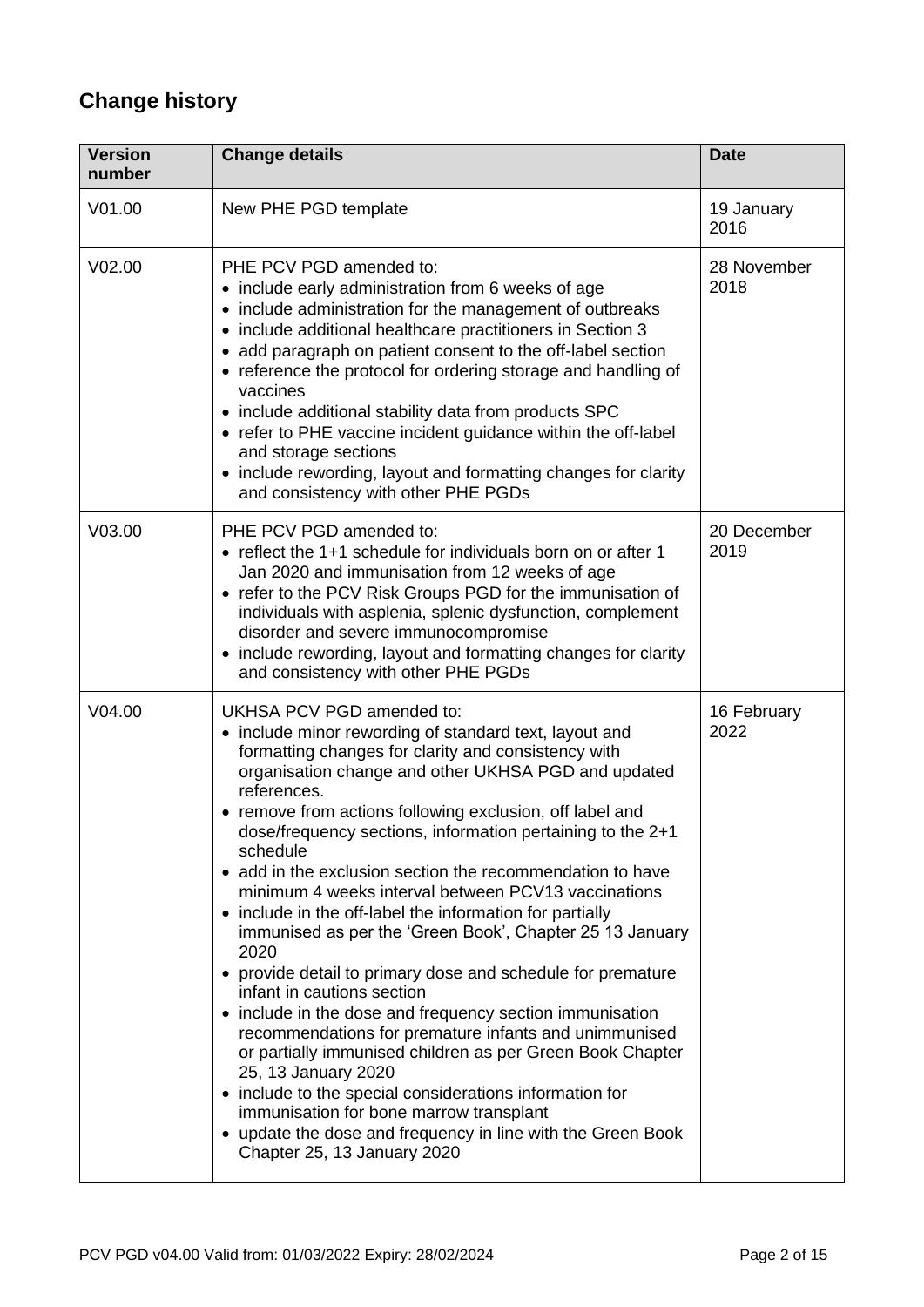## Change history

| Version number | Change details | Date |
|---|---|---|
| V01.00 | New PHE PGD template | 19 January 2016 |
| V02.00 | PHE PCV PGD amended to:<br>• include early administration from 6 weeks of age<br>• include administration for the management of outbreaks<br>• include additional healthcare practitioners in Section 3<br>• add paragraph on patient consent to the off-label section<br>• reference the protocol for ordering storage and handling of vaccines<br>• include additional stability data from products SPC<br>• refer to PHE vaccine incident guidance within the off-label and storage sections<br>• include rewording, layout and formatting changes for clarity and consistency with other PHE PGDs | 28 November 2018 |
| V03.00 | PHE PCV PGD amended to:<br>• reflect the 1+1 schedule for individuals born on or after 1 Jan 2020 and immunisation from 12 weeks of age<br>• refer to the PCV Risk Groups PGD for the immunisation of individuals with asplenia, splenic dysfunction, complement disorder and severe immunocompromise<br>• include rewording, layout and formatting changes for clarity and consistency with other PHE PGDs | 20 December 2019 |
| V04.00 | UKHSA PCV PGD amended to:<br>• include minor rewording of standard text, layout and formatting changes for clarity and consistency with organisation change and other UKHSA PGD and updated references.<br>• remove from actions following exclusion, off label and dose/frequency sections, information pertaining to the 2+1 schedule<br>• add in the exclusion section the recommendation to have minimum 4 weeks interval between PCV13 vaccinations<br>• include in the off-label the information for partially immunised as per the 'Green Book', Chapter 25 13 January 2020<br>• provide detail to primary dose and schedule for premature infant in cautions section<br>• include in the dose and frequency section immunisation recommendations for premature infants and unimmunised or partially immunised children as per Green Book Chapter 25, 13 January 2020<br>• include to the special considerations information for immunisation for bone marrow transplant<br>• update the dose and frequency in line with the Green Book Chapter 25, 13 January 2020 | 16 February 2022 |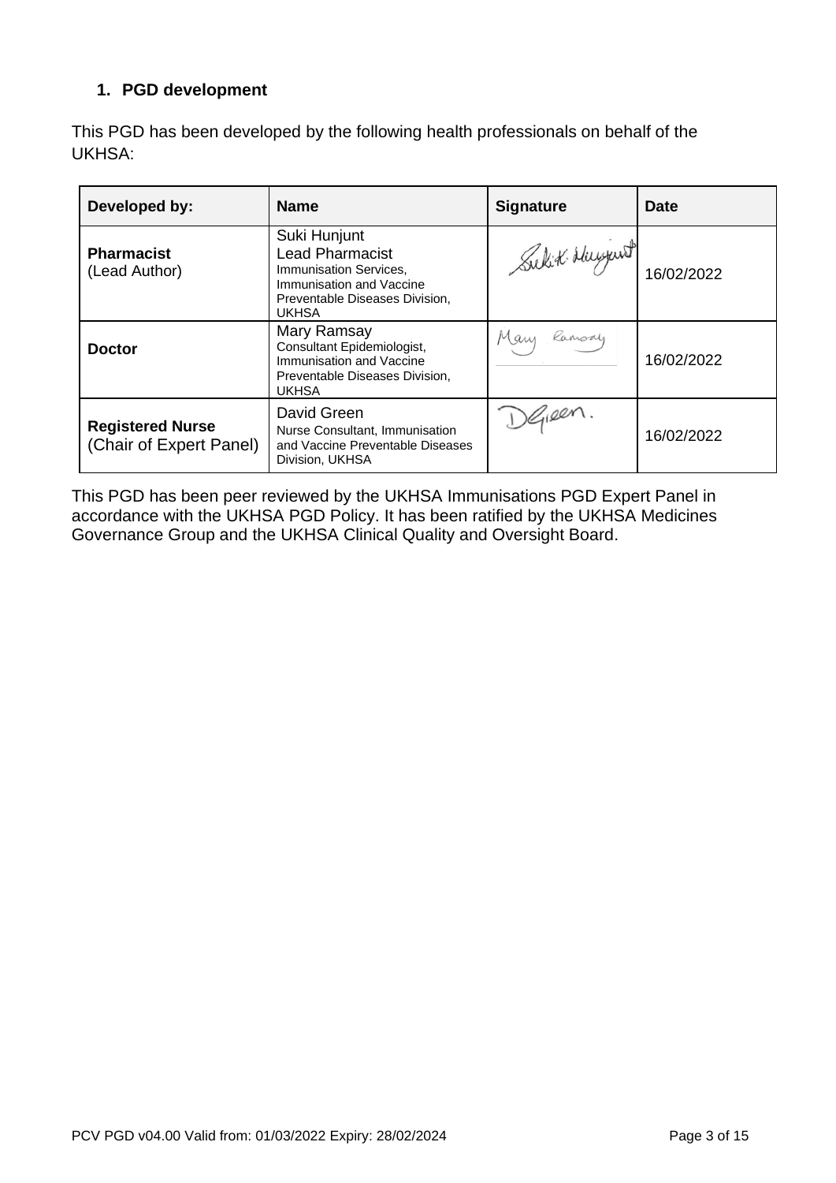## 1. PGD development

This PGD has been developed by the following health professionals on behalf of the UKHSA:

| Developed by: | Name | Signature | Date |
|---|---|---|---|
| **Pharmacist** (Lead Author) | Suki Hunjunt<br>Lead Pharmacist<br>Immunisation Services, Immunisation and Vaccine Preventable Diseases Division, UKHSA | | 16/02/2022 |
| **Doctor** | Mary Ramsay<br>Consultant Epidemiologist, Immunisation and Vaccine Preventable Diseases Division, UKHSA | | 16/02/2022 |
| **Registered Nurse** (Chair of Expert Panel) | David Green<br>Nurse Consultant, Immunisation and Vaccine Preventable Diseases Division, UKHSA | | 16/02/2022 |

This PGD has been peer reviewed by the UKHSA Immunisations PGD Expert Panel in accordance with the UKHSA PGD Policy. It has been ratified by the UKHSA Medicines Governance Group and the UKHSA Clinical Quality and Oversight Board.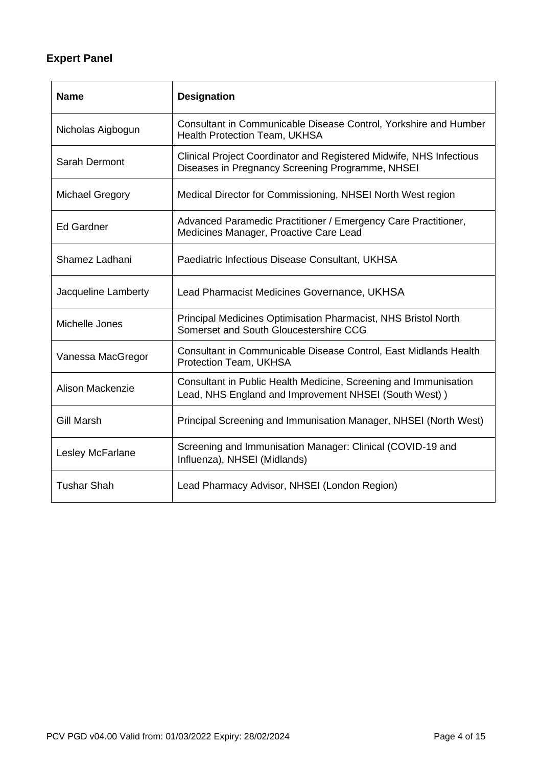## Expert Panel

| Name | Designation |
|---|---|
| Nicholas Aigbogun | Consultant in Communicable Disease Control, Yorkshire and Humber Health Protection Team, UKHSA |
| Sarah Dermont | Clinical Project Coordinator and Registered Midwife, NHS Infectious Diseases in Pregnancy Screening Programme, NHSEI |
| Michael Gregory | Medical Director for Commissioning, NHSEI North West region |
| Ed Gardner | Advanced Paramedic Practitioner / Emergency Care Practitioner, Medicines Manager, Proactive Care Lead |
| Shamez Ladhani | Paediatric Infectious Disease Consultant, UKHSA |
| Jacqueline Lamberty | Lead Pharmacist Medicines Governance, UKHSA |
| Michelle Jones | Principal Medicines Optimisation Pharmacist, NHS Bristol North Somerset and South Gloucestershire CCG |
| Vanessa MacGregor | Consultant in Communicable Disease Control, East Midlands Health Protection Team, UKHSA |
| Alison Mackenzie | Consultant in Public Health Medicine, Screening and Immunisation Lead, NHS England and Improvement NHSEI (South West) ) |
| Gill Marsh | Principal Screening and Immunisation Manager, NHSEI (North West) |
| Lesley McFarlane | Screening and Immunisation Manager: Clinical (COVID-19 and Influenza), NHSEI (Midlands) |
| Tushar Shah | Lead Pharmacy Advisor, NHSEI (London Region) |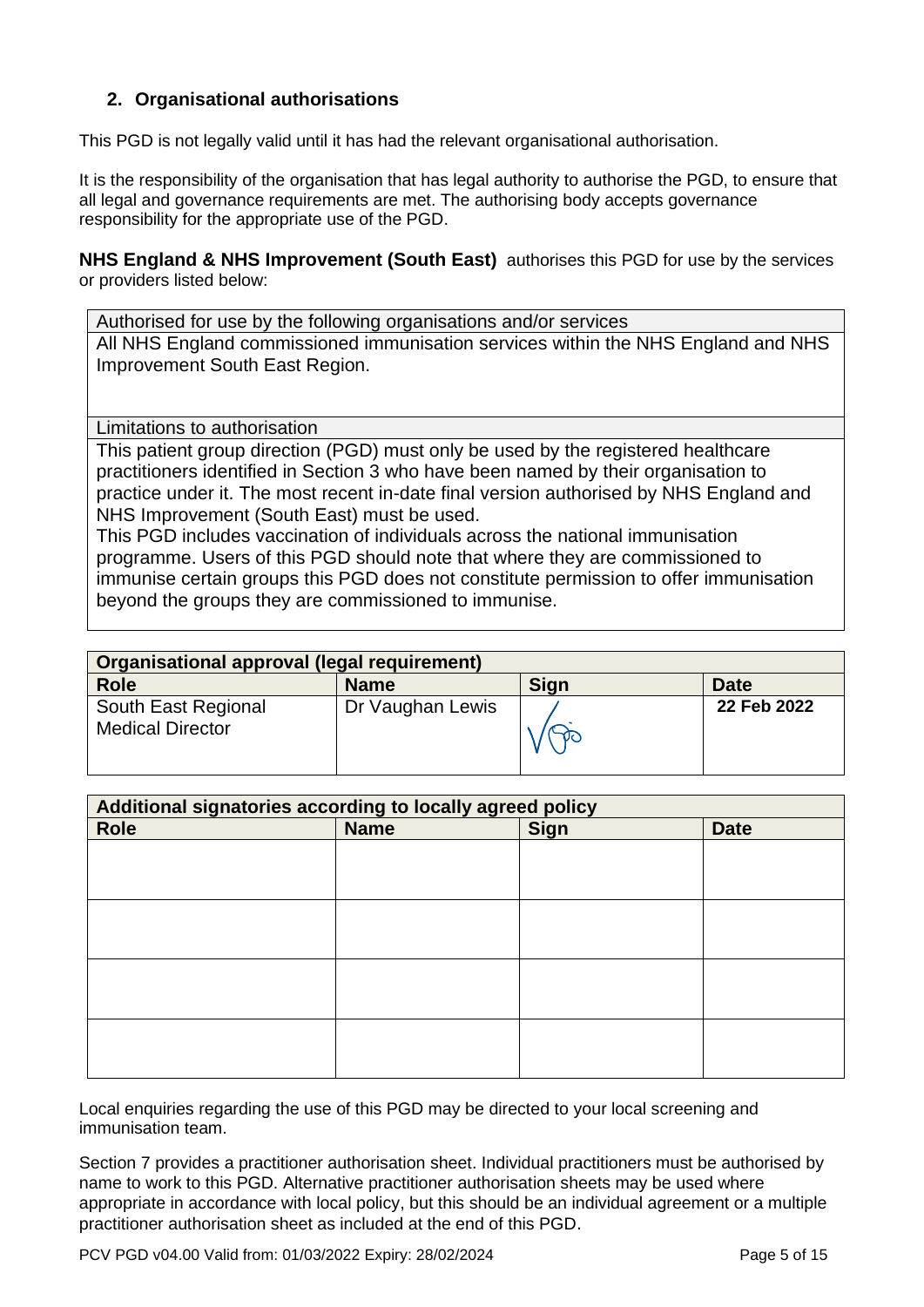## 2. Organisational authorisations

This PGD is not legally valid until it has had the relevant organisational authorisation.

It is the responsibility of the organisation that has legal authority to authorise the PGD, to ensure that all legal and governance requirements are met. The authorising body accepts governance responsibility for the appropriate use of the PGD.

**NHS England & NHS Improvement (South East)** authorises this PGD for use by the services or providers listed below:

| Authorised for use by the following organisations and/or services |
|---|
| All NHS England commissioned immunisation services within the NHS England and NHS Improvement South East Region. |
| Limitations to authorisation |
| This patient group direction (PGD) must only be used by the registered healthcare practitioners identified in Section 3 who have been named by their organisation to practice under it. The most recent in-date final version authorised by NHS England and NHS Improvement (South East) must be used.<br>This PGD includes vaccination of individuals across the national immunisation programme. Users of this PGD should note that where they are commissioned to immunise certain groups this PGD does not constitute permission to offer immunisation beyond the groups they are commissioned to immunise. |

| **Organisational approval (legal requirement)** | | | |
|---|---|---|---|
| **Role** | **Name** | **Sign** | **Date** |
| South East Regional Medical Director | Dr Vaughan Lewis | [signature] | **22 Feb 2022** |

| **Additional signatories according to locally agreed policy** | | | |
|---|---|---|---|
| **Role** | **Name** | **Sign** | **Date** |
| | | | |
| | | | |
| | | | |
| | | | |

Local enquiries regarding the use of this PGD may be directed to your local screening and immunisation team.

Section 7 provides a practitioner authorisation sheet. Individual practitioners must be authorised by name to work to this PGD. Alternative practitioner authorisation sheets may be used where appropriate in accordance with local policy, but this should be an individual agreement or a multiple practitioner authorisation sheet as included at the end of this PGD.

PCV PGD v04.00 Valid from: 01/03/2022 Expiry: 28/02/2024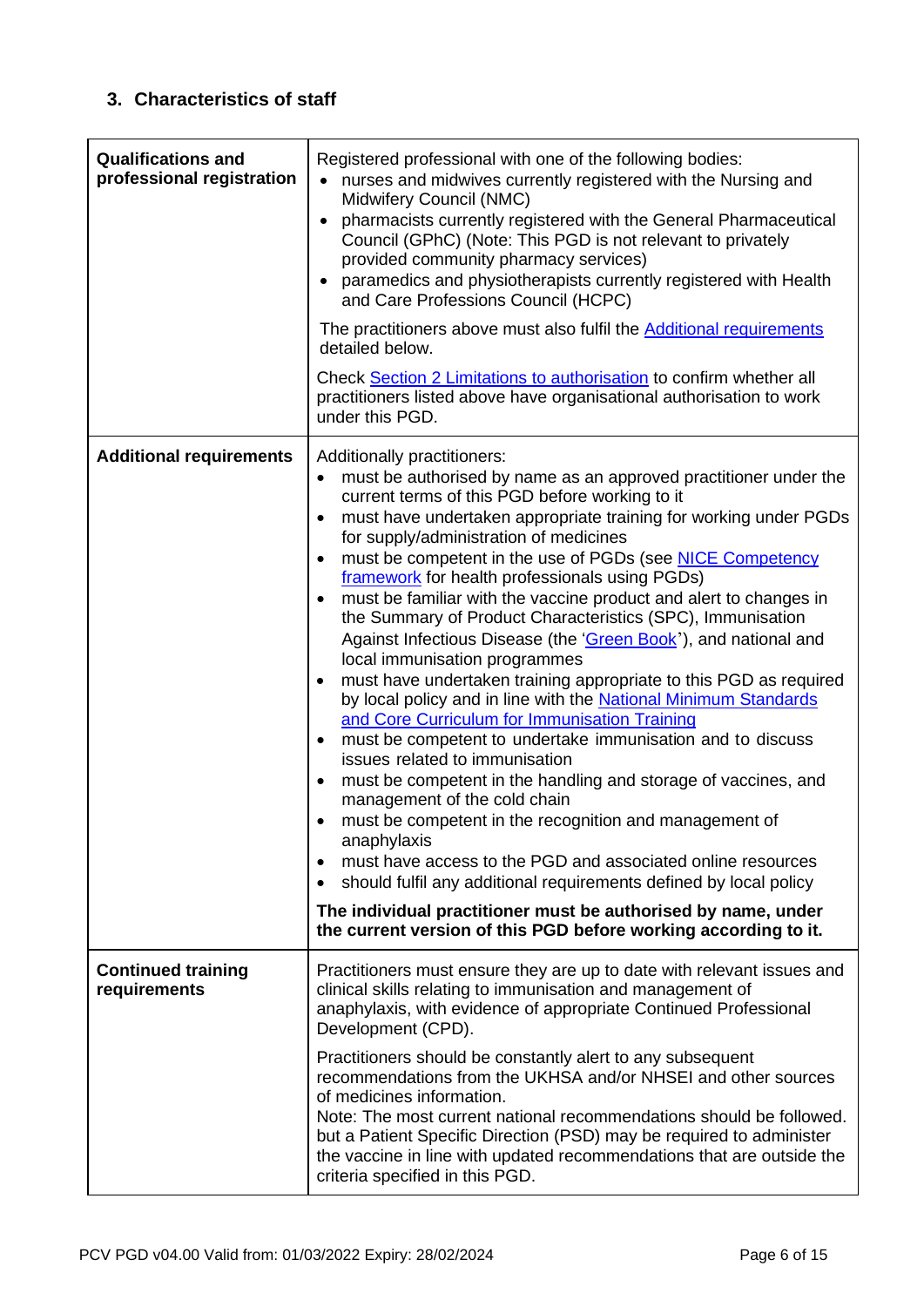## 3. Characteristics of staff

| | |
|---|---|
| **Qualifications and professional registration** | Registered professional with one of the following bodies:<br>• nurses and midwives currently registered with the Nursing and Midwifery Council (NMC)<br>• pharmacists currently registered with the General Pharmaceutical Council (GPhC) (Note: This PGD is not relevant to privately provided community pharmacy services)<br>• paramedics and physiotherapists currently registered with Health and Care Professions Council (HCPC)<br><br>The practitioners above must also fulfil the Additional requirements detailed below.<br><br>Check Section 2 Limitations to authorisation to confirm whether all practitioners listed above have organisational authorisation to work under this PGD. |
| **Additional requirements** | Additionally practitioners:<br>• must be authorised by name as an approved practitioner under the current terms of this PGD before working to it<br>• must have undertaken appropriate training for working under PGDs for supply/administration of medicines<br>• must be competent in the use of PGDs (see NICE Competency framework for health professionals using PGDs)<br>• must be familiar with the vaccine product and alert to changes in the Summary of Product Characteristics (SPC), Immunisation Against Infectious Disease (the 'Green Book'), and national and local immunisation programmes<br>• must have undertaken training appropriate to this PGD as required by local policy and in line with the National Minimum Standards and Core Curriculum for Immunisation Training<br>• must be competent to undertake immunisation and to discuss issues related to immunisation<br>• must be competent in the handling and storage of vaccines, and management of the cold chain<br>• must be competent in the recognition and management of anaphylaxis<br>• must have access to the PGD and associated online resources<br>• should fulfil any additional requirements defined by local policy<br><br>**The individual practitioner must be authorised by name, under the current version of this PGD before working according to it.** |
| **Continued training requirements** | Practitioners must ensure they are up to date with relevant issues and clinical skills relating to immunisation and management of anaphylaxis, with evidence of appropriate Continued Professional Development (CPD).<br><br>Practitioners should be constantly alert to any subsequent recommendations from the UKHSA and/or NHSEI and other sources of medicines information.<br>Note: The most current national recommendations should be followed. but a Patient Specific Direction (PSD) may be required to administer the vaccine in line with updated recommendations that are outside the criteria specified in this PGD. |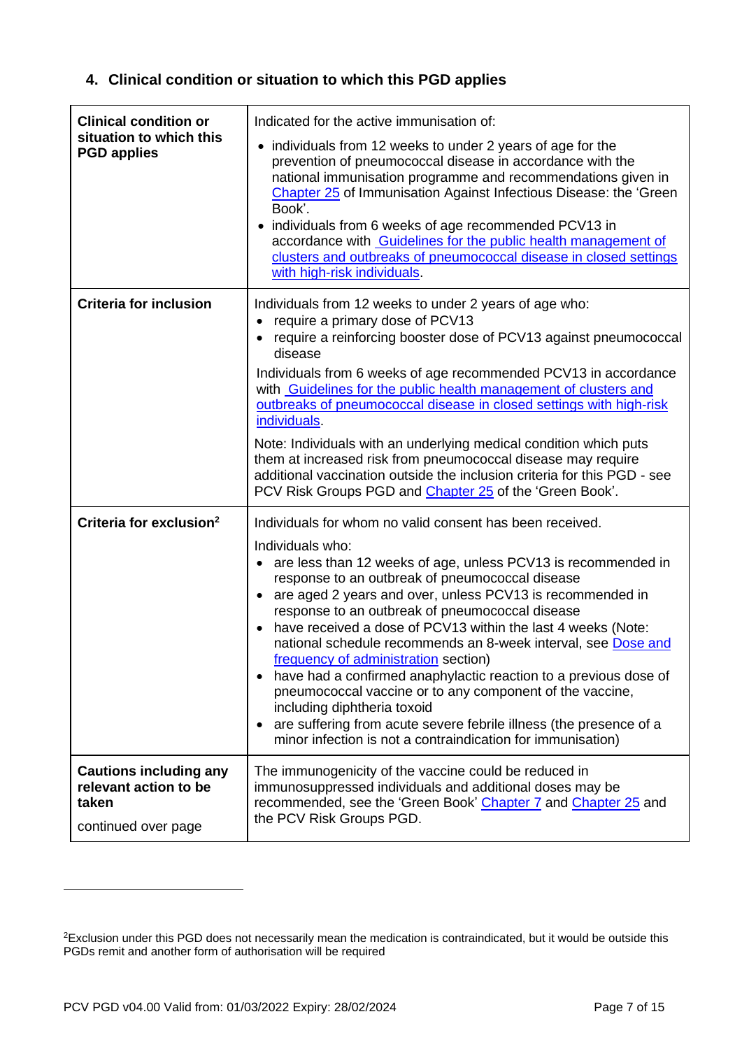## 4. Clinical condition or situation to which this PGD applies

| | |
|---|---|
| **Clinical condition or situation to which this PGD applies** | Indicated for the active immunisation of:<br>• individuals from 12 weeks to under 2 years of age for the prevention of pneumococcal disease in accordance with the national immunisation programme and recommendations given in Chapter 25 of Immunisation Against Infectious Disease: the 'Green Book'.<br>• individuals from 6 weeks of age recommended PCV13 in accordance with Guidelines for the public health management of clusters and outbreaks of pneumococcal disease in closed settings with high-risk individuals. |
| **Criteria for inclusion** | Individuals from 12 weeks to under 2 years of age who:<br>• require a primary dose of PCV13<br>• require a reinforcing booster dose of PCV13 against pneumococcal disease<br>Individuals from 6 weeks of age recommended PCV13 in accordance with Guidelines for the public health management of clusters and outbreaks of pneumococcal disease in closed settings with high-risk individuals.<br>Note: Individuals with an underlying medical condition which puts them at increased risk from pneumococcal disease may require additional vaccination outside the inclusion criteria for this PGD - see PCV Risk Groups PGD and Chapter 25 of the 'Green Book'. |
| **Criteria for exclusion[2]** | Individuals for whom no valid consent has been received.<br>Individuals who:<br>• are less than 12 weeks of age, unless PCV13 is recommended in response to an outbreak of pneumococcal disease<br>• are aged 2 years and over, unless PCV13 is recommended in response to an outbreak of pneumococcal disease<br>• have received a dose of PCV13 within the last 4 weeks (Note: national schedule recommends an 8-week interval, see Dose and frequency of administration section)<br>• have had a confirmed anaphylactic reaction to a previous dose of pneumococcal vaccine or to any component of the vaccine, including diphtheria toxoid<br>• are suffering from acute severe febrile illness (the presence of a minor infection is not a contraindication for immunisation) |
| **Cautions including any relevant action to be taken**<br><br>continued over page | The immunogenicity of the vaccine could be reduced in immunosuppressed individuals and additional doses may be recommended, see the 'Green Book' Chapter 7 and Chapter 25 and the PCV Risk Groups PGD. |

[2]Exclusion under this PGD does not necessarily mean the medication is contraindicated, but it would be outside this PGDs remit and another form of authorisation will be required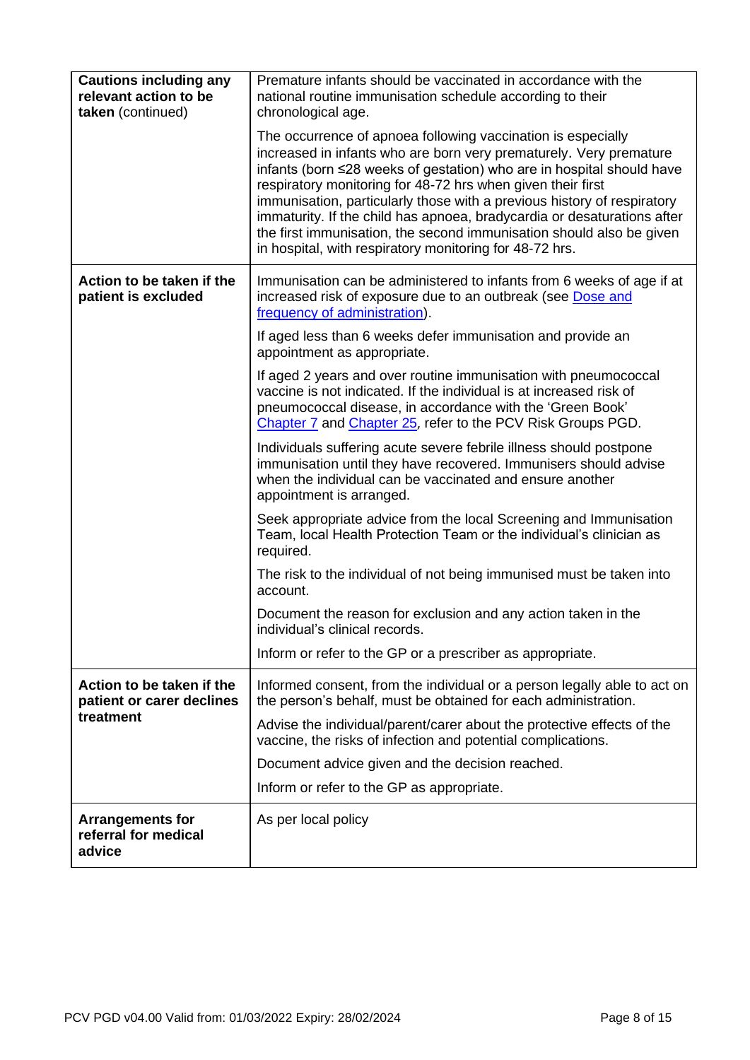| | |
|---|---|
| **Cautions including any relevant action to be taken** (continued) | Premature infants should be vaccinated in accordance with the national routine immunisation schedule according to their chronological age.<br><br>The occurrence of apnoea following vaccination is especially increased in infants who are born very prematurely. Very premature infants (born ≤28 weeks of gestation) who are in hospital should have respiratory monitoring for 48-72 hrs when given their first immunisation, particularly those with a previous history of respiratory immaturity. If the child has apnoea, bradycardia or desaturations after the first immunisation, the second immunisation should also be given in hospital, with respiratory monitoring for 48-72 hrs. |
| **Action to be taken if the patient is excluded** | Immunisation can be administered to infants from 6 weeks of age if at increased risk of exposure due to an outbreak (see Dose and frequency of administration).<br><br>If aged less than 6 weeks defer immunisation and provide an appointment as appropriate.<br><br>If aged 2 years and over routine immunisation with pneumococcal vaccine is not indicated. If the individual is at increased risk of pneumococcal disease, in accordance with the 'Green Book' Chapter 7 and Chapter 25, refer to the PCV Risk Groups PGD.<br><br>Individuals suffering acute severe febrile illness should postpone immunisation until they have recovered. Immunisers should advise when the individual can be vaccinated and ensure another appointment is arranged.<br><br>Seek appropriate advice from the local Screening and Immunisation Team, local Health Protection Team or the individual's clinician as required.<br><br>The risk to the individual of not being immunised must be taken into account.<br><br>Document the reason for exclusion and any action taken in the individual's clinical records.<br><br>Inform or refer to the GP or a prescriber as appropriate. |
| **Action to be taken if the patient or carer declines treatment** | Informed consent, from the individual or a person legally able to act on the person's behalf, must be obtained for each administration.<br><br>Advise the individual/parent/carer about the protective effects of the vaccine, the risks of infection and potential complications.<br><br>Document advice given and the decision reached.<br><br>Inform or refer to the GP as appropriate. |
| **Arrangements for referral for medical advice** | As per local policy |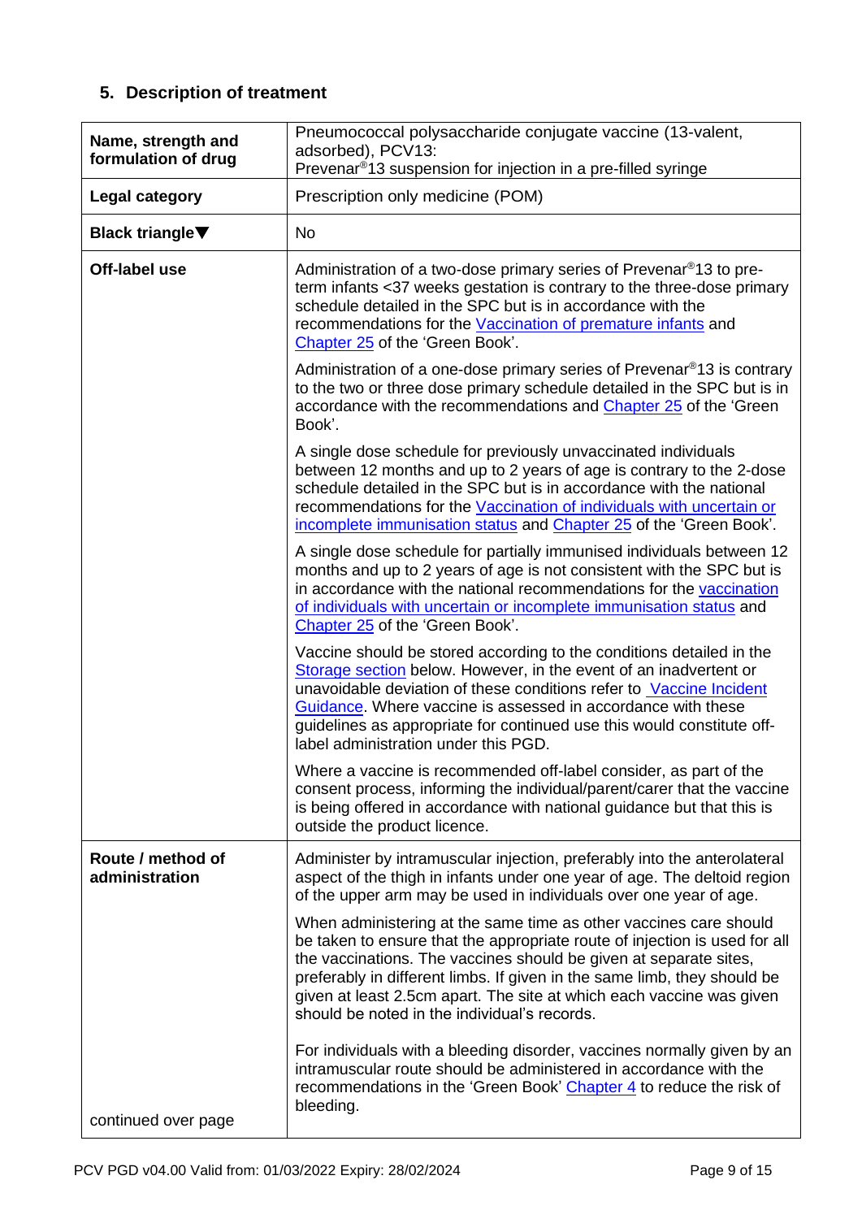## 5. Description of treatment

| | |
|---|---|
| **Name, strength and formulation of drug** | Pneumococcal polysaccharide conjugate vaccine (13-valent, adsorbed), PCV13:<br>Prevenar®13 suspension for injection in a pre-filled syringe |
| **Legal category** | Prescription only medicine (POM) |
| **Black triangle▼** | No |
| **Off-label use** | Administration of a two-dose primary series of Prevenar®13 to pre-term infants <37 weeks gestation is contrary to the three-dose primary schedule detailed in the SPC but is in accordance with the recommendations for the Vaccination of premature infants and Chapter 25 of the 'Green Book'.<br><br>Administration of a one-dose primary series of Prevenar®13 is contrary to the two or three dose primary schedule detailed in the SPC but is in accordance with the recommendations and Chapter 25 of the 'Green Book'.<br><br>A single dose schedule for previously unvaccinated individuals between 12 months and up to 2 years of age is contrary to the 2-dose schedule detailed in the SPC but is in accordance with the national recommendations for the Vaccination of individuals with uncertain or incomplete immunisation status and Chapter 25 of the 'Green Book'.<br><br>A single dose schedule for partially immunised individuals between 12 months and up to 2 years of age is not consistent with the SPC but is in accordance with the national recommendations for the vaccination of individuals with uncertain or incomplete immunisation status and Chapter 25 of the 'Green Book'.<br><br>Vaccine should be stored according to the conditions detailed in the Storage section below. However, in the event of an inadvertent or unavoidable deviation of these conditions refer to Vaccine Incident Guidance. Where vaccine is assessed in accordance with these guidelines as appropriate for continued use this would constitute off-label administration under this PGD.<br><br>Where a vaccine is recommended off-label consider, as part of the consent process, informing the individual/parent/carer that the vaccine is being offered in accordance with national guidance but that this is outside the product licence. |
| **Route / method of administration**<br><br>continued over page | Administer by intramuscular injection, preferably into the anterolateral aspect of the thigh in infants under one year of age. The deltoid region of the upper arm may be used in individuals over one year of age.<br><br>When administering at the same time as other vaccines care should be taken to ensure that the appropriate route of injection is used for all the vaccinations. The vaccines should be given at separate sites, preferably in different limbs. If given in the same limb, they should be given at least 2.5cm apart. The site at which each vaccine was given should be noted in the individual's records.<br><br>For individuals with a bleeding disorder, vaccines normally given by an intramuscular route should be administered in accordance with the recommendations in the 'Green Book' Chapter 4 to reduce the risk of bleeding. |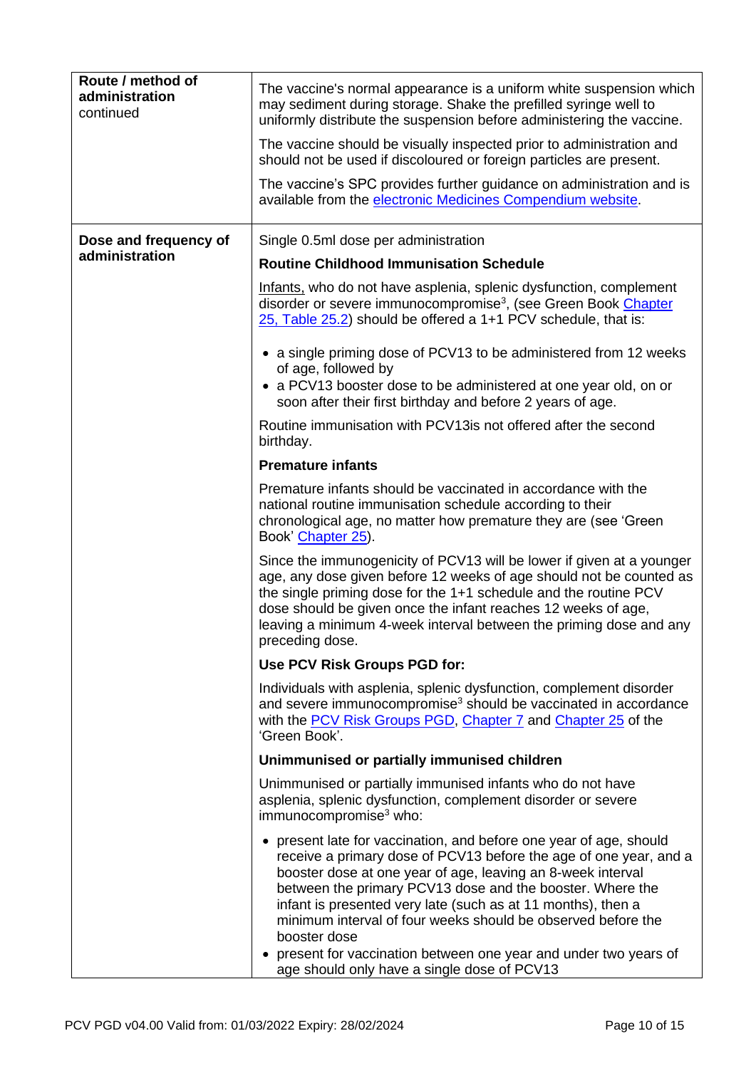| Route / method of administration continued | The vaccine's normal appearance is a uniform white suspension which may sediment during storage. Shake the prefilled syringe well to uniformly distribute the suspension before administering the vaccine.<br><br>The vaccine should be visually inspected prior to administration and should not be used if discoloured or foreign particles are present.<br><br>The vaccine's SPC provides further guidance on administration and is available from the electronic Medicines Compendium website. |
|---|---|
| **Dose and frequency of administration** | Single 0.5ml dose per administration<br><br>**Routine Childhood Immunisation Schedule**<br><br>Infants, who do not have asplenia, splenic dysfunction, complement disorder or severe immunocompromise[3], (see Green Book Chapter 25, Table 25.2) should be offered a 1+1 PCV schedule, that is:<br><br>• a single priming dose of PCV13 to be administered from 12 weeks of age, followed by<br>• a PCV13 booster dose to be administered at one year old, on or soon after their first birthday and before 2 years of age.<br><br>Routine immunisation with PCV13is not offered after the second birthday.<br><br>**Premature infants**<br><br>Premature infants should be vaccinated in accordance with the national routine immunisation schedule according to their chronological age, no matter how premature they are (see 'Green Book' Chapter 25).<br><br>Since the immunogenicity of PCV13 will be lower if given at a younger age, any dose given before 12 weeks of age should not be counted as the single priming dose for the 1+1 schedule and the routine PCV dose should be given once the infant reaches 12 weeks of age, leaving a minimum 4-week interval between the priming dose and any preceding dose.<br><br>**Use PCV Risk Groups PGD for:**<br><br>Individuals with asplenia, splenic dysfunction, complement disorder and severe immunocompromise[3] should be vaccinated in accordance with the PCV Risk Groups PGD, Chapter 7 and Chapter 25 of the 'Green Book'.<br><br>**Unimmunised or partially immunised children**<br><br>Unimmunised or partially immunised infants who do not have asplenia, splenic dysfunction, complement disorder or severe immunocompromise[3] who:<br><br>• present late for vaccination, and before one year of age, should receive a primary dose of PCV13 before the age of one year, and a booster dose at one year of age, leaving an 8-week interval between the primary PCV13 dose and the booster. Where the infant is presented very late (such as at 11 months), then a minimum interval of four weeks should be observed before the booster dose<br>• present for vaccination between one year and under two years of age should only have a single dose of PCV13 |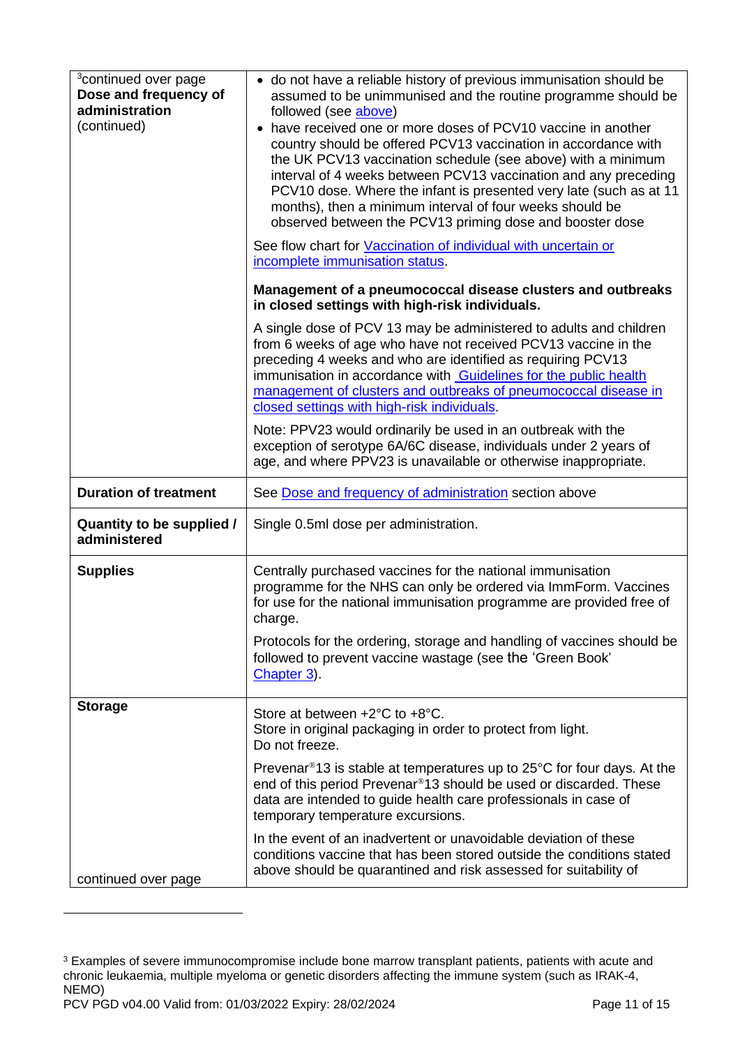| [3]continued over page<br>**Dose and frequency of administration** (continued) | • do not have a reliable history of previous immunisation should be assumed to be unimmunised and the routine programme should be followed (see above)<br>• have received one or more doses of PCV10 vaccine in another country should be offered PCV13 vaccination in accordance with the UK PCV13 vaccination schedule (see above) with a minimum interval of 4 weeks between PCV13 vaccination and any preceding PCV10 dose. Where the infant is presented very late (such as at 11 months), then a minimum interval of four weeks should be observed between the PCV13 priming dose and booster dose<br><br>See flow chart for Vaccination of individual with uncertain or incomplete immunisation status.<br><br>**Management of a pneumococcal disease clusters and outbreaks in closed settings with high-risk individuals.**<br><br>A single dose of PCV 13 may be administered to adults and children from 6 weeks of age who have not received PCV13 vaccine in the preceding 4 weeks and who are identified as requiring PCV13 immunisation in accordance with Guidelines for the public health management of clusters and outbreaks of pneumococcal disease in closed settings with high-risk individuals.<br><br>Note: PPV23 would ordinarily be used in an outbreak with the exception of serotype 6A/6C disease, individuals under 2 years of age, and where PPV23 is unavailable or otherwise inappropriate. |
|---|---|
| **Duration of treatment** | See Dose and frequency of administration section above |
| **Quantity to be supplied / administered** | Single 0.5ml dose per administration. |
| **Supplies** | Centrally purchased vaccines for the national immunisation programme for the NHS can only be ordered via ImmForm. Vaccines for use for the national immunisation programme are provided free of charge.<br><br>Protocols for the ordering, storage and handling of vaccines should be followed to prevent vaccine wastage (see the 'Green Book' Chapter 3). |
| **Storage**<br><br>continued over page | Store at between +2°C to +8°C.<br>Store in original packaging in order to protect from light.<br>Do not freeze.<br><br>Prevenar®13 is stable at temperatures up to 25°C for four days. At the end of this period Prevenar®13 should be used or discarded. These data are intended to guide health care professionals in case of temporary temperature excursions.<br><br>In the event of an inadvertent or unavoidable deviation of these conditions vaccine that has been stored outside the conditions stated above should be quarantined and risk assessed for suitability of |

[3] Examples of severe immunocompromise include bone marrow transplant patients, patients with acute and chronic leukaemia, multiple myeloma or genetic disorders affecting the immune system (such as IRAK-4, NEMO)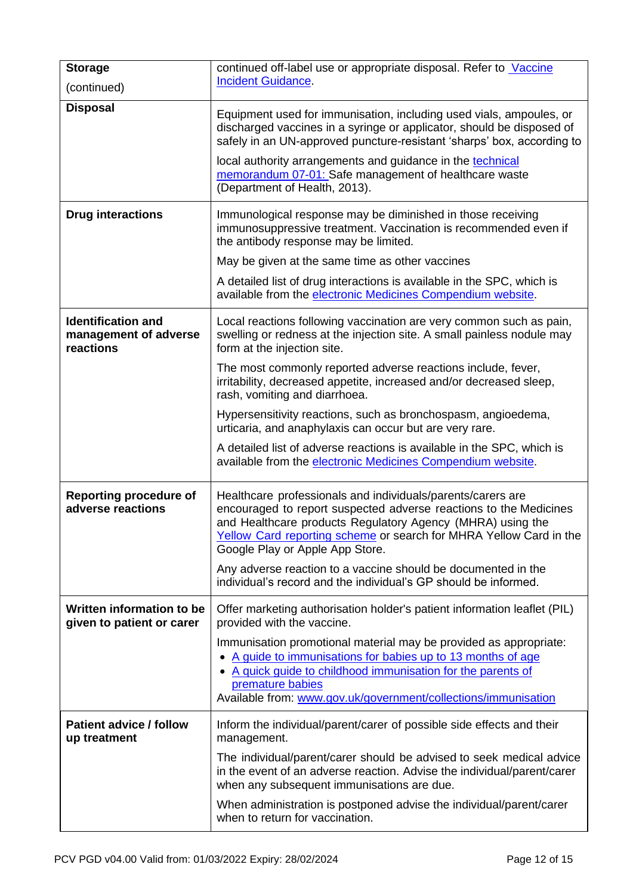| | |
|---|---|
| **Storage** (continued) | continued off-label use or appropriate disposal. Refer to [Vaccine Incident Guidance](). |
| **Disposal** | Equipment used for immunisation, including used vials, ampoules, or discharged vaccines in a syringe or applicator, should be disposed of safely in an UN-approved puncture-resistant 'sharps' box, according to local authority arrangements and guidance in the [technical memorandum 07-01:]() Safe management of healthcare waste (Department of Health, 2013). |
| **Drug interactions** | Immunological response may be diminished in those receiving immunosuppressive treatment. Vaccination is recommended even if the antibody response may be limited.<br><br>May be given at the same time as other vaccines<br><br>A detailed list of drug interactions is available in the SPC, which is available from the [electronic Medicines Compendium website](). |
| **Identification and management of adverse reactions** | Local reactions following vaccination are very common such as pain, swelling or redness at the injection site. A small painless nodule may form at the injection site.<br><br>The most commonly reported adverse reactions include, fever, irritability, decreased appetite, increased and/or decreased sleep, rash, vomiting and diarrhoea.<br><br>Hypersensitivity reactions, such as bronchospasm, angioedema, urticaria, and anaphylaxis can occur but are very rare.<br><br>A detailed list of adverse reactions is available in the SPC, which is available from the [electronic Medicines Compendium website](). |
| **Reporting procedure of adverse reactions** | Healthcare professionals and individuals/parents/carers are encouraged to report suspected adverse reactions to the Medicines and Healthcare products Regulatory Agency (MHRA) using the [Yellow Card reporting scheme]() or search for MHRA Yellow Card in the Google Play or Apple App Store.<br><br>Any adverse reaction to a vaccine should be documented in the individual's record and the individual's GP should be informed. |
| **Written information to be given to patient or carer** | Offer marketing authorisation holder's patient information leaflet (PIL) provided with the vaccine.<br><br>Immunisation promotional material may be provided as appropriate:<br>• [A guide to immunisations for babies up to 13 months of age]()<br>• [A quick guide to childhood immunisation for the parents of premature babies]()<br>Available from: [www.gov.uk/government/collections/immunisation]() |
| **Patient advice / follow up treatment** | Inform the individual/parent/carer of possible side effects and their management.<br><br>The individual/parent/carer should be advised to seek medical advice in the event of an adverse reaction. Advise the individual/parent/carer when any subsequent immunisations are due.<br><br>When administration is postponed advise the individual/parent/carer when to return for vaccination. |

PCV PGD v04.00 Valid from: 01/03/2022 Expiry: 28/02/2024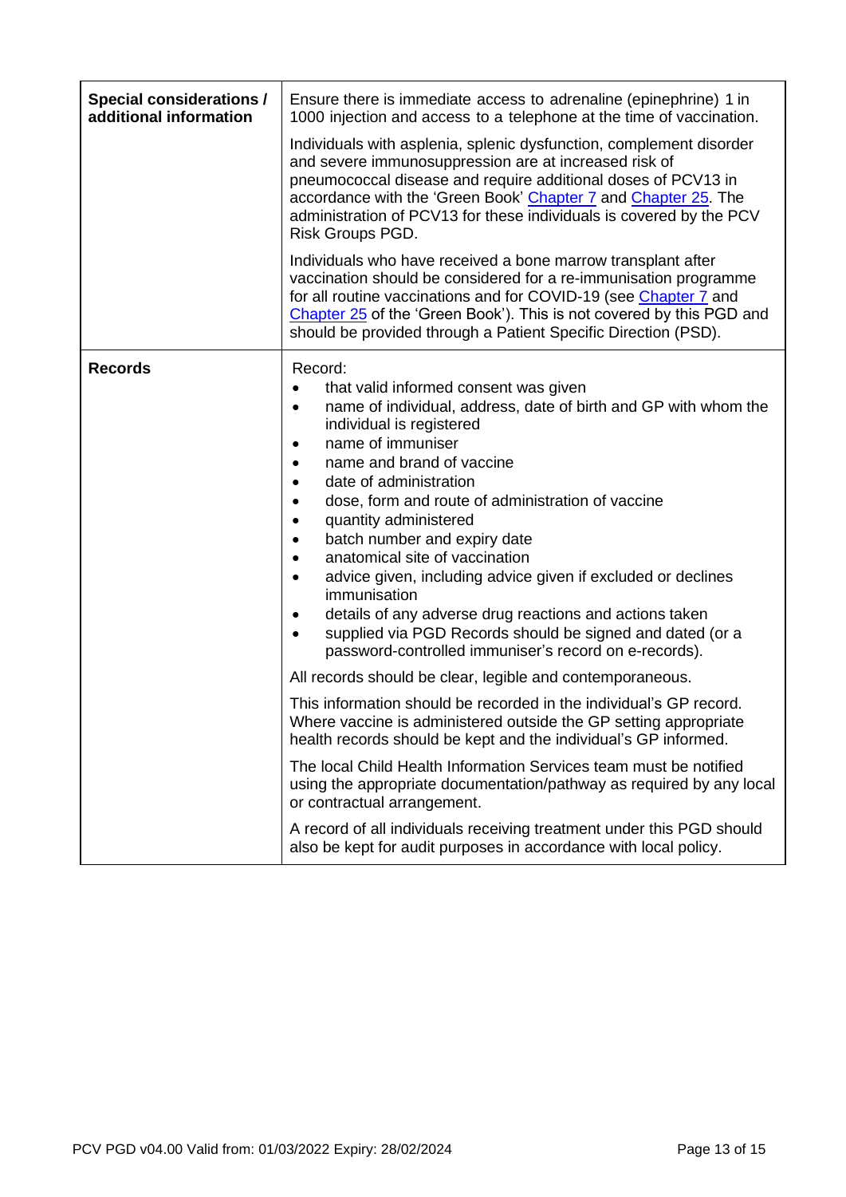| | |
|---|---|
| **Special considerations / additional information** | Ensure there is immediate access to adrenaline (epinephrine) 1 in 1000 injection and access to a telephone at the time of vaccination.<br><br>Individuals with asplenia, splenic dysfunction, complement disorder and severe immunosuppression are at increased risk of pneumococcal disease and require additional doses of PCV13 in accordance with the 'Green Book' Chapter 7 and Chapter 25. The administration of PCV13 for these individuals is covered by the PCV Risk Groups PGD.<br><br>Individuals who have received a bone marrow transplant after vaccination should be considered for a re-immunisation programme for all routine vaccinations and for COVID-19 (see Chapter 7 and Chapter 25 of the 'Green Book'). This is not covered by this PGD and should be provided through a Patient Specific Direction (PSD). |
| **Records** | Record:<br>• that valid informed consent was given<br>• name of individual, address, date of birth and GP with whom the individual is registered<br>• name of immuniser<br>• name and brand of vaccine<br>• date of administration<br>• dose, form and route of administration of vaccine<br>• quantity administered<br>• batch number and expiry date<br>• anatomical site of vaccination<br>• advice given, including advice given if excluded or declines immunisation<br>• details of any adverse drug reactions and actions taken<br>• supplied via PGD Records should be signed and dated (or a password-controlled immuniser's record on e-records).<br><br>All records should be clear, legible and contemporaneous.<br><br>This information should be recorded in the individual's GP record. Where vaccine is administered outside the GP setting appropriate health records should be kept and the individual's GP informed.<br><br>The local Child Health Information Services team must be notified using the appropriate documentation/pathway as required by any local or contractual arrangement.<br><br>A record of all individuals receiving treatment under this PGD should also be kept for audit purposes in accordance with local policy. |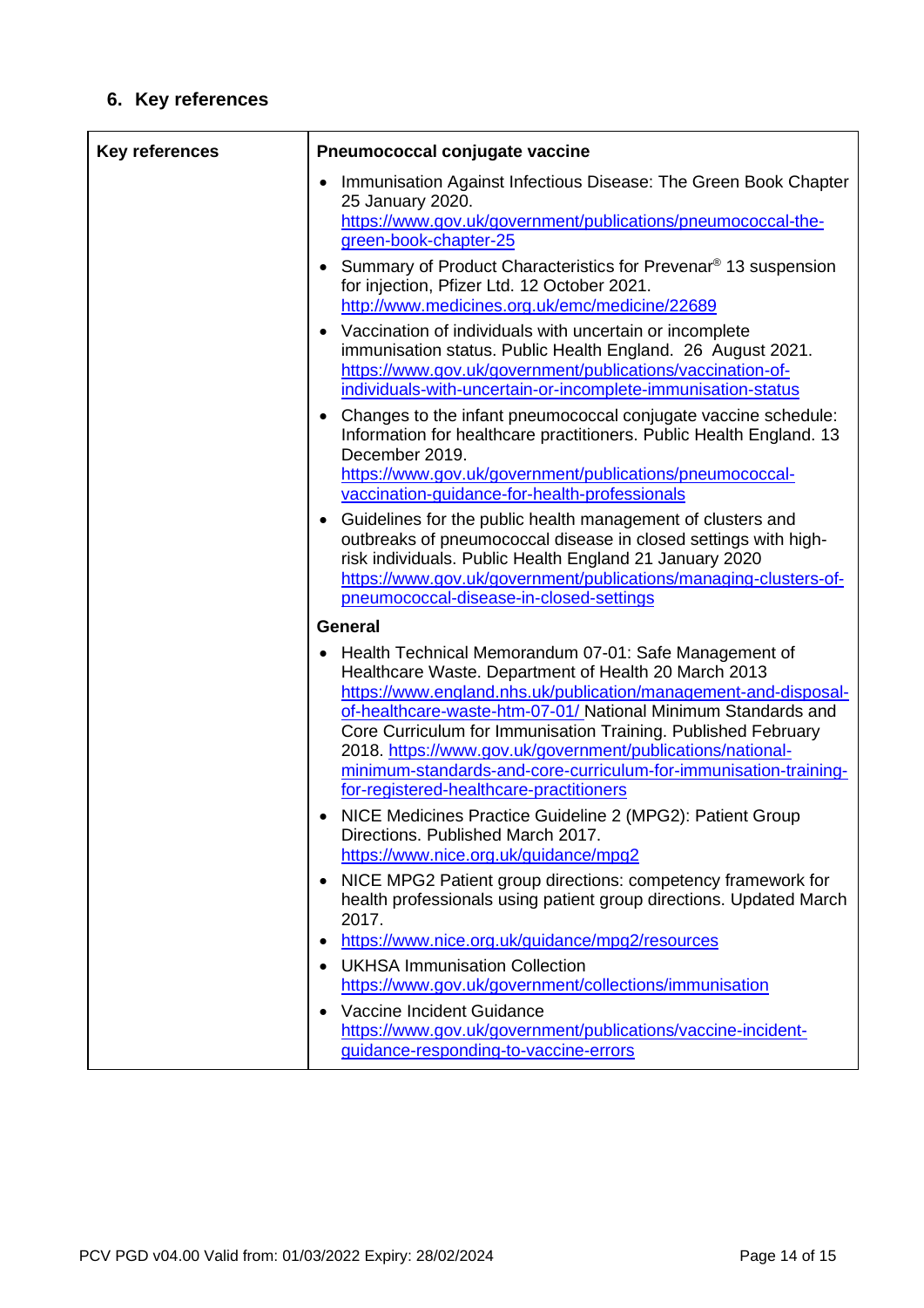## 6. Key references

| Key references | Pneumococcal conjugate vaccine |
|---|---|
| | • Immunisation Against Infectious Disease: The Green Book Chapter 25 January 2020. https://www.gov.uk/government/publications/pneumococcal-the-green-book-chapter-25<br>• Summary of Product Characteristics for Prevenar® 13 suspension for injection, Pfizer Ltd. 12 October 2021. http://www.medicines.org.uk/emc/medicine/22689<br>• Vaccination of individuals with uncertain or incomplete immunisation status. Public Health England. 26 August 2021. https://www.gov.uk/government/publications/vaccination-of-individuals-with-uncertain-or-incomplete-immunisation-status<br>• Changes to the infant pneumococcal conjugate vaccine schedule: Information for healthcare practitioners. Public Health England. 13 December 2019. https://www.gov.uk/government/publications/pneumococcal-vaccination-guidance-for-health-professionals<br>• Guidelines for the public health management of clusters and outbreaks of pneumococcal disease in closed settings with high-risk individuals. Public Health England 21 January 2020 https://www.gov.uk/government/publications/managing-clusters-of-pneumococcal-disease-in-closed-settings |
| | **General** |
| | • Health Technical Memorandum 07-01: Safe Management of Healthcare Waste. Department of Health 20 March 2013 https://www.england.nhs.uk/publication/management-and-disposal-of-healthcare-waste-htm-07-01/ National Minimum Standards and Core Curriculum for Immunisation Training. Published February 2018. https://www.gov.uk/government/publications/national-minimum-standards-and-core-curriculum-for-immunisation-training-for-registered-healthcare-practitioners<br>• NICE Medicines Practice Guideline 2 (MPG2): Patient Group Directions. Published March 2017. https://www.nice.org.uk/guidance/mpg2<br>• NICE MPG2 Patient group directions: competency framework for health professionals using patient group directions. Updated March 2017.<br>• https://www.nice.org.uk/guidance/mpg2/resources<br>• UKHSA Immunisation Collection https://www.gov.uk/government/collections/immunisation<br>• Vaccine Incident Guidance https://www.gov.uk/government/publications/vaccine-incident-guidance-responding-to-vaccine-errors |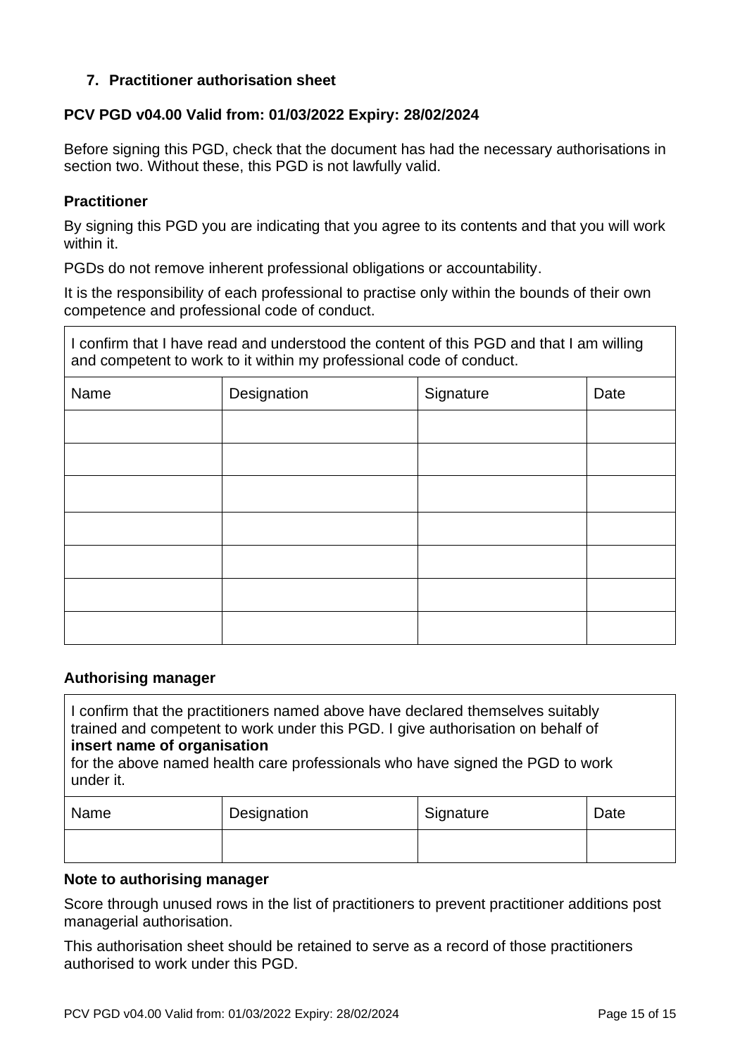## 7. Practitioner authorisation sheet

**PCV PGD v04.00 Valid from: 01/03/2022 Expiry: 28/02/2024**

Before signing this PGD, check that the document has had the necessary authorisations in section two. Without these, this PGD is not lawfully valid.

### Practitioner

By signing this PGD you are indicating that you agree to its contents and that you will work within it.

PGDs do not remove inherent professional obligations or accountability.

It is the responsibility of each professional to practise only within the bounds of their own competence and professional code of conduct.

| I confirm that I have read and understood the content of this PGD and that I am willing and competent to work to it within my professional code of conduct. | | | |
|---|---|---|---|
| Name | Designation | Signature | Date |
| | | | |
| | | | |
| | | | |
| | | | |
| | | | |
| | | | |
| | | | |

### Authorising manager

| I confirm that the practitioners named above have declared themselves suitably trained and competent to work under this PGD. I give authorisation on behalf of **insert name of organisation** for the above named health care professionals who have signed the PGD to work under it. | | | |
|---|---|---|---|
| Name | Designation | Signature | Date |
| | | | |

### Note to authorising manager

Score through unused rows in the list of practitioners to prevent practitioner additions post managerial authorisation.

This authorisation sheet should be retained to serve as a record of those practitioners authorised to work under this PGD.